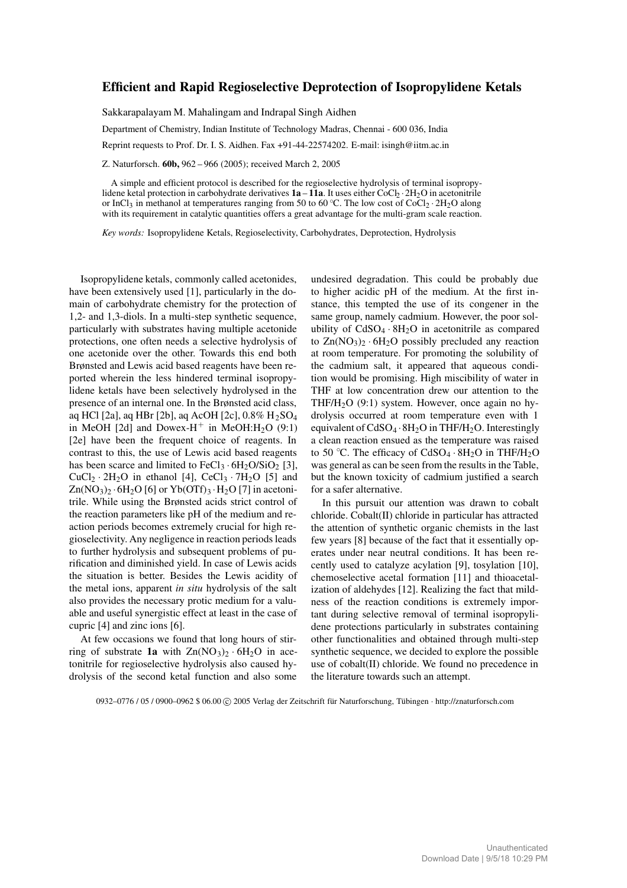# Efficient and Rapid Regioselective Deprotection of Isopropylidene Ketals

Sakkarapalayam M. Mahalingam and Indrapal Singh Aidhen

Department of Chemistry, Indian Institute of Technology Madras, Chennai - 600 036, India

Reprint requests to Prof. Dr. I. S. Aidhen. Fax +91-44-22574202. E-mail: isingh@iitm.ac.in

Z. Naturforsch. **60b**, 962 – 966 (2005); received March 2, 2005

A simple and efficient protocol is described for the regioselective hydrolysis of terminal isopropylidene ketal protection in carbohydrate derivatives **1a** – **11a**. It uses either $CoCl_2 \cdot 2H_2O$ in acetonitrile or $InCl_3$ in methanol at temperatures ranging from 50 to 60 °C. The low cost of $CoCl_2 \cdot 2H_2O$ along with its requirement in catalytic quantities offers a great advantage for the multi-gram scale reaction.

*Key words:* Isopropylidene Ketals, Regioselectivity, Carbohydrates, Deprotection, Hydrolysis

Isopropylidene ketals, commonly called acetonides, have been extensively used [1], particularly in the domain of carbohydrate chemistry for the protection of 1,2- and 1,3-diols. In a multi-step synthetic sequence, particularly with substrates having multiple acetonide protections, one often needs a selective hydrolysis of one acetonide over the other. Towards this end both Brønsted and Lewis acid based reagents have been reported wherein the less hindered terminal isopropylidene ketals have been selectively hydrolysed in the presence of an internal one. In the Brønsted acid class, aq HCl [2a], aq HBr [2b], aq AcOH [2c], 0.8% $H_2SO_4$ in MeOH [2d] and Dowex-$H^+$ in MeOH:$H_2O$ (9:1) [2e] have been the frequent choice of reagents. In contrast to this, the use of Lewis acid based reagents has been scarce and limited to $FeCl_3 \cdot 6H_2O/SiO_2$ [3], $CuCl_2 \cdot 2H_2O$ in ethanol [4], $CeCl_3 \cdot 7H_2O$ [5] and $Zn(NO_3)_2 \cdot 6H_2O$ [6] or $Yb(OTf)_3 \cdot H_2O$ [7] in acetonitrile. While using the Brønsted acids strict control of the reaction parameters like pH of the medium and reaction periods becomes extremely crucial for high regioselectivity. Any negligence in reaction periods leads to further hydrolysis and subsequent problems of purification and diminished yield. In case of Lewis acids the situation is better. Besides the Lewis acidity of the metal ions, apparent *in situ* hydrolysis of the salt also provides the necessary protic medium for a valuable and useful synergistic effect at least in the case of cupric [4] and zinc ions [6].

At few occasions we found that long hours of stirring of substrate **1a** with $Zn(NO_3)_2 \cdot 6H_2O$ in acetonitrile for regioselective hydrolysis also caused hydrolysis of the second ketal function and also some undesired degradation. This could be probably due to higher acidic pH of the medium. At the first instance, this tempted the use of its congener in the same group, namely cadmium. However, the poor solubility of $CdSO_4 \cdot 8H_2O$ in acetonitrile as compared to $Zn(NO_3)_2 \cdot 6H_2O$ possibly precluded any reaction at room temperature. For promoting the solubility of the cadmium salt, it appeared that aqueous condition would be promising. High miscibility of water in THF at low concentration drew our attention to the THF/$H_2O$ (9:1) system. However, once again no hydrolysis occurred at room temperature even with 1 equivalent of $CdSO_4 \cdot 8H_2O$ in THF/$H_2O$. Interestingly a clean reaction ensued as the temperature was raised to 50 °C. The efficacy of $CdSO_4 \cdot 8H_2O$ in THF/$H_2O$ was general as can be seen from the results in the Table, but the known toxicity of cadmium justified a search for a safer alternative.

In this pursuit our attention was drawn to cobalt chloride. Cobalt(II) chloride in particular has attracted the attention of synthetic organic chemists in the last few years [8] because of the fact that it essentially operates under near neutral conditions. It has been recently used to catalyze acylation [9], tosylation [10], chemoselective acetal formation [11] and thioacetalization of aldehydes [12]. Realizing the fact that mildness of the reaction conditions is extremely important during selective removal of terminal isopropylidene protections particularly in substrates containing other functionalities and obtained through multi-step synthetic sequence, we decided to explore the possible use of cobalt(II) chloride. We found no precedence in the literature towards such an attempt.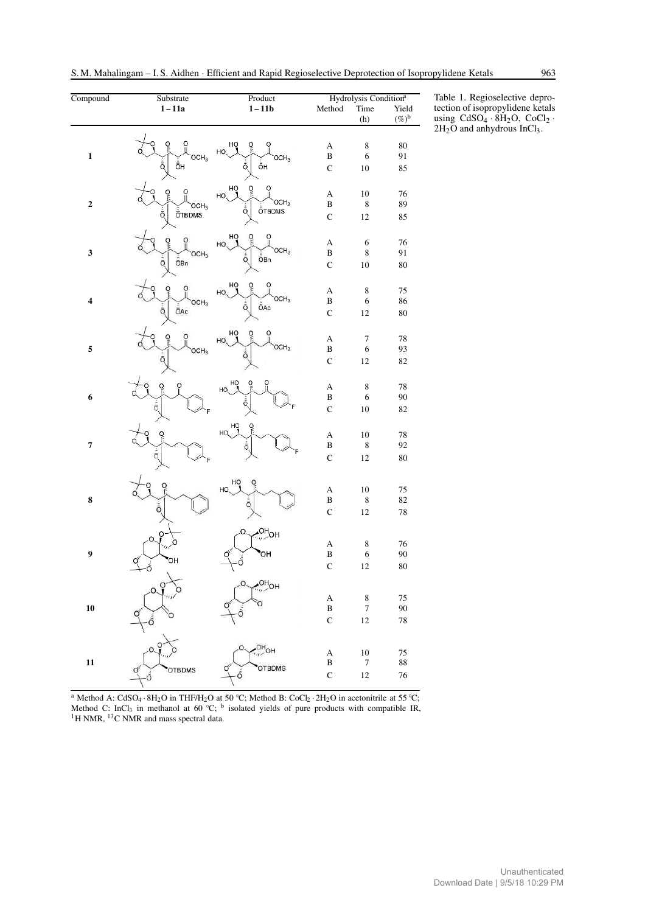Table 1. Regioselective deprotection of isopropylidene ketals using $CdSO_4 \cdot 8H_2O$, $CoCl_2 \cdot 2H_2O$ and anhydrous $InCl_3$.

| Compound | Substrate 1–11a | Product 1–11b | Hydrolysis Condition[a] Method | Time (h) | Yield (%)[b] |
|---|---|---|---|---|---|
| 1 | | | A | 8 | 80 |
| | | | B | 6 | 91 |
| | | | C | 10 | 85 |
| 2 | | | A | 10 | 76 |
| | | | B | 8 | 89 |
| | | | C | 12 | 85 |
| 3 | | | A | 6 | 76 |
| | | | B | 8 | 91 |
| | | | C | 10 | 80 |
| 4 | | | A | 8 | 75 |
| | | | B | 6 | 86 |
| | | | C | 12 | 80 |
| 5 | | | A | 7 | 78 |
| | | | B | 6 | 93 |
| | | | C | 12 | 82 |
| 6 | | | A | 8 | 78 |
| | | | B | 6 | 90 |
| | | | C | 10 | 82 |
| 7 | | | A | 10 | 78 |
| | | | B | 8 | 92 |
| | | | C | 12 | 80 |
| 8 | | | A | 10 | 75 |
| | | | B | 8 | 82 |
| | | | C | 12 | 78 |
| 9 | | | A | 8 | 76 |
| | | | B | 6 | 90 |
| | | | C | 12 | 80 |
| 10 | | | A | 8 | 75 |
| | | | B | 7 | 90 |
| | | | C | 12 | 78 |
| 11 | | | A | 10 | 75 |
| | | | B | 7 | 88 |
| | | | C | 12 | 76 |

[a] Method A: $CdSO_4 \cdot 8H_2O$ in $THF/H_2O$ at 50 °C; Method B: $CoCl_2 \cdot 2H_2O$ in acetonitrile at 55 °C; Method C: $InCl_3$ in methanol at 60 °C; [b] isolated yields of pure products with compatible IR, $^1H$ NMR, $^{13}C$ NMR and mass spectral data.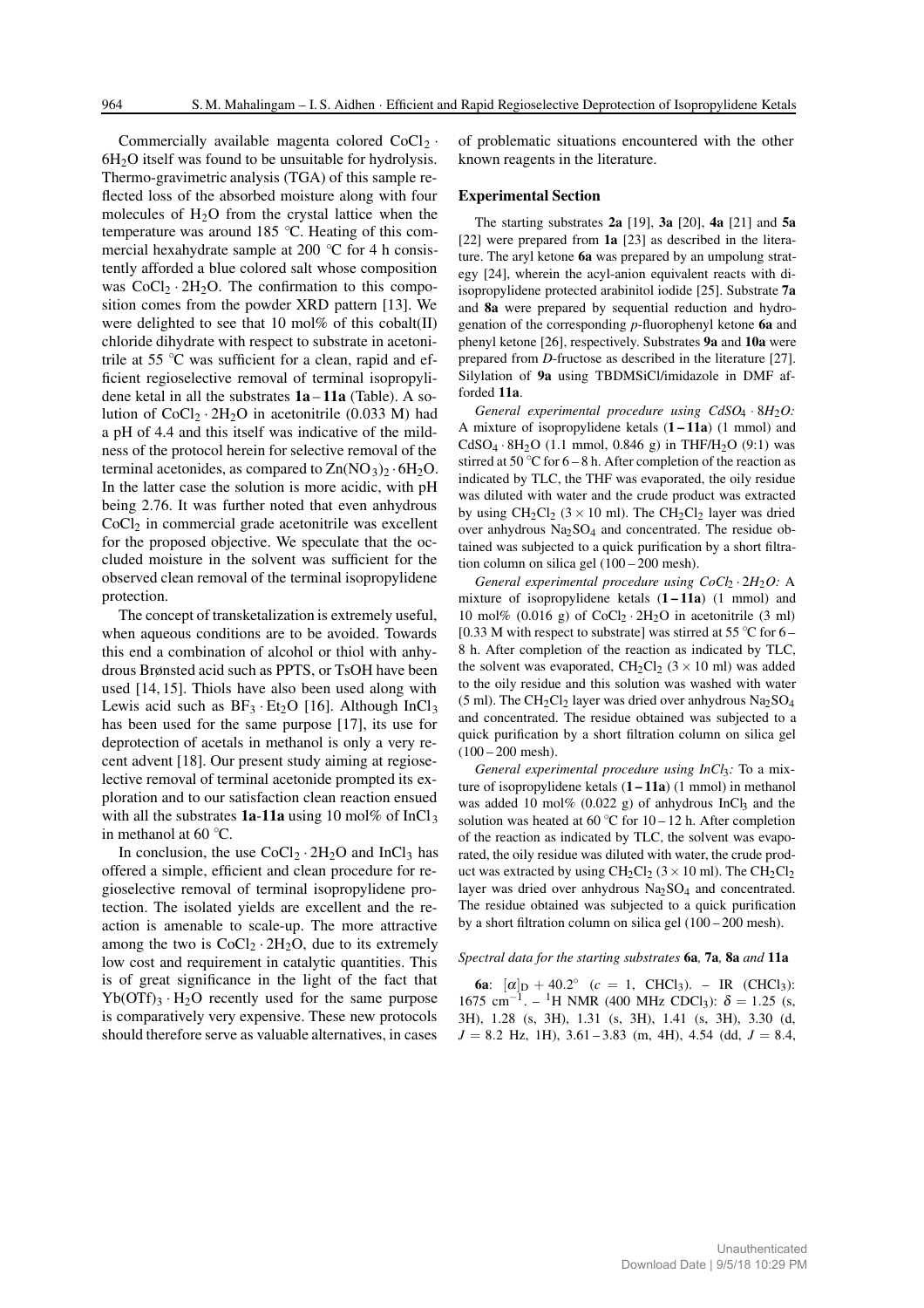Commercially available magenta colored $CoCl_2 \cdot 6H_2O$ itself was found to be unsuitable for hydrolysis. Thermo-gravimetric analysis (TGA) of this sample reflected loss of the absorbed moisture along with four molecules of $H_2O$ from the crystal lattice when the temperature was around 185 °C. Heating of this commercial hexahydrate sample at 200 °C for 4 h consistently afforded a blue colored salt whose composition was $CoCl_2 \cdot 2H_2O$. The confirmation to this composition comes from the powder XRD pattern [13]. We were delighted to see that 10 mol% of this cobalt(II) chloride dihydrate with respect to substrate in acetonitrile at 55 °C was sufficient for a clean, rapid and efficient regioselective removal of terminal isopropylidene ketal in all the substrates **1a** – **11a** (Table). A solution of $CoCl_2 \cdot 2H_2O$ in acetonitrile (0.033 M) had a pH of 4.4 and this itself was indicative of the mildness of the protocol herein for selective removal of the terminal acetonides, as compared to $Zn(NO_3)_2 \cdot 6H_2O$. In the latter case the solution is more acidic, with pH being 2.76. It was further noted that even anhydrous $CoCl_2$ in commercial grade acetonitrile was excellent for the proposed objective. We speculate that the occluded moisture in the solvent was sufficient for the observed clean removal of the terminal isopropylidene protection.

The concept of transketalization is extremely useful, when aqueous conditions are to be avoided. Towards this end a combination of alcohol or thiol with anhydrous Brønsted acid such as PPTS, or TsOH have been used [14, 15]. Thiols have also been used along with Lewis acid such as $BF_3 \cdot Et_2O$ [16]. Although $InCl_3$ has been used for the same purpose [17], its use for deprotection of acetals in methanol is only a very recent advent [18]. Our present study aiming at regioselective removal of terminal acetonide prompted its exploration and to our satisfaction clean reaction ensued with all the substrates **1a**-**11a** using 10 mol% of $InCl_3$ in methanol at 60 °C.

In conclusion, the use $CoCl_2 \cdot 2H_2O$ and $InCl_3$ has offered a simple, efficient and clean procedure for regioselective removal of terminal isopropylidene protection. The isolated yields are excellent and the reaction is amenable to scale-up. The more attractive among the two is $CoCl_2 \cdot 2H_2O$, due to its extremely low cost and requirement in catalytic quantities. This is of great significance in the light of the fact that $Yb(OTf)_3 \cdot H_2O$ recently used for the same purpose is comparatively very expensive. These new protocols should therefore serve as valuable alternatives, in cases of problematic situations encountered with the other known reagents in the literature.

## Experimental Section

The starting substrates **2a** [19], **3a** [20], **4a** [21] and **5a** [22] were prepared from **1a** [23] as described in the literature. The aryl ketone **6a** was prepared by an umpolung strategy [24], wherein the acyl-anion equivalent reacts with diisopropylidene protected arabinitol iodide [25]. Substrate **7a** and **8a** were prepared by sequential reduction and hydrogenation of the corresponding *p*-fluorophenyl ketone **6a** and phenyl ketone [26], respectively. Substrates **9a** and **10a** were prepared from *D*-fructose as described in the literature [27]. Silylation of **9a** using TBDMSiCl/imidazole in DMF afforded **11a**.

*General experimental procedure using $CdSO_4 \cdot 8H_2O$:* A mixture of isopropylidene ketals (**1** – **11a**) (1 mmol) and $CdSO_4 \cdot 8H_2O$ (1.1 mmol, 0.846 g) in THF/$H_2O$ (9:1) was stirred at 50 °C for 6 – 8 h. After completion of the reaction as indicated by TLC, the THF was evaporated, the oily residue was diluted with water and the crude product was extracted by using $CH_2Cl_2$ (3 × 10 ml). The $CH_2Cl_2$ layer was dried over anhydrous $Na_2SO_4$ and concentrated. The residue obtained was subjected to a quick purification by a short filtration column on silica gel (100 – 200 mesh).

*General experimental procedure using $CoCl_2 \cdot 2H_2O$:* A mixture of isopropylidene ketals (**1** – **11a**) (1 mmol) and 10 mol% (0.016 g) of $CoCl_2 \cdot 2H_2O$ in acetonitrile (3 ml) [0.33 M with respect to substrate] was stirred at 55 °C for 6 – 8 h. After completion of the reaction as indicated by TLC, the solvent was evaporated, $CH_2Cl_2$ (3 × 10 ml) was added to the oily residue and this solution was washed with water (5 ml). The $CH_2Cl_2$ layer was dried over anhydrous $Na_2SO_4$ and concentrated. The residue obtained was subjected to a quick purification by a short filtration column on silica gel (100 – 200 mesh).

*General experimental procedure using $InCl_3$:* To a mixture of isopropylidene ketals (**1** – **11a**) (1 mmol) in methanol was added 10 mol% (0.022 g) of anhydrous $InCl_3$ and the solution was heated at 60 °C for 10 – 12 h. After completion of the reaction as indicated by TLC, the solvent was evaporated, the oily residue was diluted with water, the crude product was extracted by using $CH_2Cl_2$ (3 × 10 ml). The $CH_2Cl_2$ layer was dried over anhydrous $Na_2SO_4$ and concentrated. The residue obtained was subjected to a quick purification by a short filtration column on silica gel (100 – 200 mesh).

### *Spectral data for the starting substrates* **6a**, **7a**, **8a** *and* **11a**

**6a**: $[\alpha]_D + 40.2°$ ($c$ = 1, $CHCl_3$). – IR ($CHCl_3$): 1675 $cm^{-1}$. – $^1H$ NMR (400 MHz $CDCl_3$): $\delta$ = 1.25 (s, 3H), 1.28 (s, 3H), 1.31 (s, 3H), 1.41 (s, 3H), 3.30 (d, $J$ = 8.2 Hz, 1H), 3.61 – 3.83 (m, 4H), 4.54 (dd, $J$ = 8.4,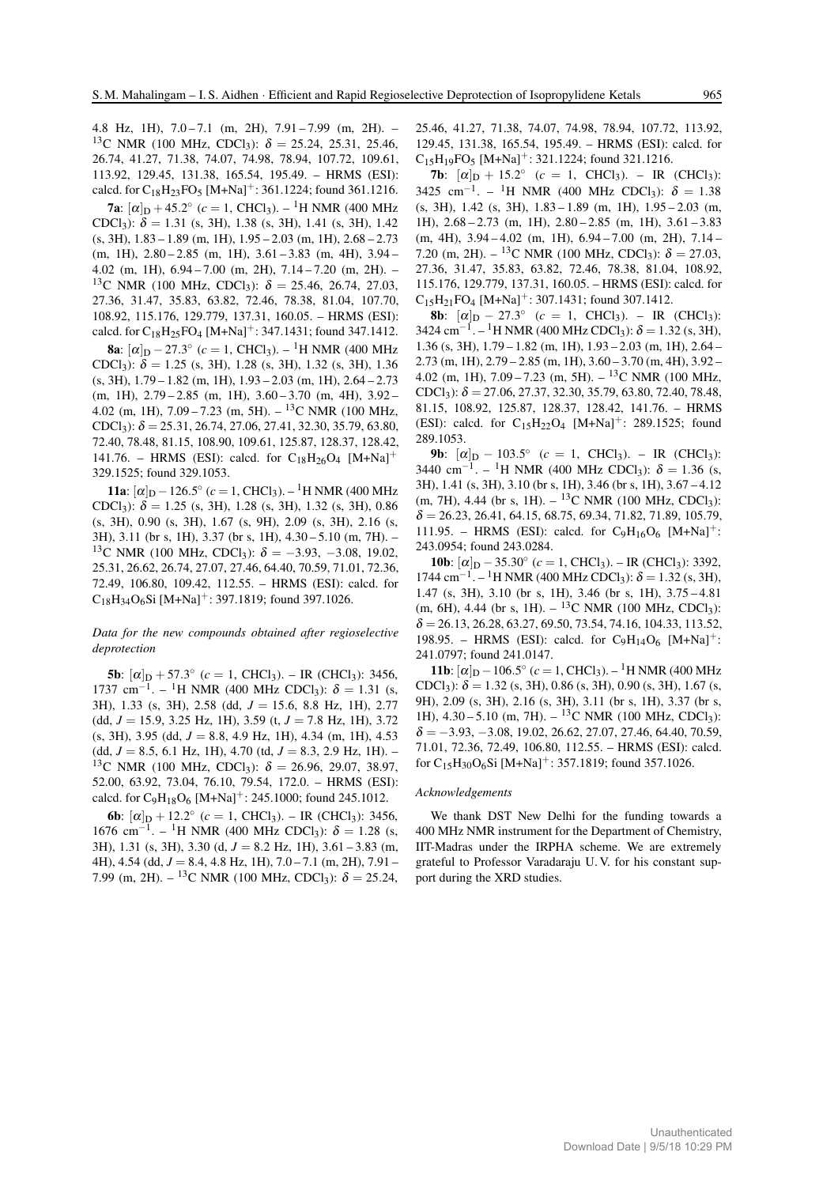4.8 Hz, 1H), 7.0 – 7.1 (m, 2H), 7.91 – 7.99 (m, 2H). – $^{13}$C NMR (100 MHz, $CDCl_3$): $\delta$ = 25.24, 25.31, 25.46, 26.74, 41.27, 71.38, 74.07, 74.98, 78.94, 107.72, 109.61, 113.92, 129.45, 131.38, 165.54, 195.49. – HRMS (ESI): calcd. for $C_{18}H_{23}FO_5$ [M+Na]$^+$: 361.1224; found 361.1216.

**7a**: $[\alpha]_D + 45.2^\circ$ ($c$ = 1, $CHCl_3$). – $^1$H NMR (400 MHz $CDCl_3$): $\delta$ = 1.31 (s, 3H), 1.38 (s, 3H), 1.41 (s, 3H), 1.42 (s, 3H), 1.83 – 1.89 (m, 1H), 1.95 – 2.03 (m, 1H), 2.68 – 2.73 (m, 1H), 2.80 – 2.85 (m, 1H), 3.61 – 3.83 (m, 4H), 3.94 – 4.02 (m, 1H), 6.94 – 7.00 (m, 2H), 7.14 – 7.20 (m, 2H). – $^{13}$C NMR (100 MHz, $CDCl_3$): $\delta$ = 25.46, 26.74, 27.03, 27.36, 31.47, 35.83, 63.82, 72.46, 78.38, 81.04, 107.70, 108.92, 115.176, 129.779, 137.31, 160.05. – HRMS (ESI): calcd. for $C_{18}H_{25}FO_4$ [M+Na]$^+$: 347.1431; found 347.1412.

**8a**: $[\alpha]_D - 27.3^\circ$ ($c$ = 1, $CHCl_3$). – $^1$H NMR (400 MHz $CDCl_3$): $\delta$ = 1.25 (s, 3H), 1.28 (s, 3H), 1.32 (s, 3H), 1.36 (s, 3H), 1.79 – 1.82 (m, 1H), 1.93 – 2.03 (m, 1H), 2.64 – 2.73 (m, 1H), 2.79 – 2.85 (m, 1H), 3.60 – 3.70 (m, 4H), 3.92 – 4.02 (m, 1H), 7.09 – 7.23 (m, 5H). – $^{13}$C NMR (100 MHz, $CDCl_3$): $\delta$ = 25.31, 26.74, 27.06, 27.41, 32.30, 35.79, 63.80, 72.40, 78.48, 81.15, 108.90, 109.61, 125.87, 128.37, 128.42, 141.76. – HRMS (ESI): calcd. for $C_{18}H_{26}O_4$ [M+Na]$^+$ 329.1525; found 329.1053.

**11a**: $[\alpha]_D - 126.5^\circ$ ($c$ = 1, $CHCl_3$). – $^1$H NMR (400 MHz $CDCl_3$): $\delta$ = 1.25 (s, 3H), 1.28 (s, 3H), 1.32 (s, 3H), 0.86 (s, 3H), 0.90 (s, 3H), 1.67 (s, 9H), 2.09 (s, 3H), 2.16 (s, 3H), 3.11 (br s, 1H), 3.37 (br s, 1H), 4.30 – 5.10 (m, 7H). – $^{13}$C NMR (100 MHz, $CDCl_3$): $\delta$ = −3.93, −3.08, 19.02, 25.31, 26.62, 26.74, 27.07, 27.46, 64.40, 70.59, 71.01, 72.36, 72.49, 106.80, 109.42, 112.55. – HRMS (ESI): calcd. for $C_{18}H_{34}O_6Si$ [M+Na]$^+$: 397.1819; found 397.1026.

*Data for the new compounds obtained after regioselective deprotection*

**5b**: $[\alpha]_D + 57.3^\circ$ ($c$ = 1, $CHCl_3$). – IR ($CHCl_3$): 3456, 1737 cm$^{-1}$. – $^1$H NMR (400 MHz $CDCl_3$): $\delta$ = 1.31 (s, 3H), 1.33 (s, 3H), 2.58 (dd, $J$ = 15.6, 8.8 Hz, 1H), 2.77 (dd, $J$ = 15.9, 3.25 Hz, 1H), 3.59 (t, $J$ = 7.8 Hz, 1H), 3.72 (s, 3H), 3.95 (dd, $J$ = 8.8, 4.9 Hz, 1H), 4.34 (m, 1H), 4.53 (dd, $J$ = 8.5, 6.1 Hz, 1H), 4.70 (td, $J$ = 8.3, 2.9 Hz, 1H). – $^{13}$C NMR (100 MHz, $CDCl_3$): $\delta$ = 26.96, 29.07, 38.97, 52.00, 63.92, 73.04, 76.10, 79.54, 172.0. – HRMS (ESI): calcd. for $C_9H_{18}O_6$ [M+Na]$^+$: 245.1000; found 245.1012.

**6b**: $[\alpha]_D + 12.2^\circ$ ($c$ = 1, $CHCl_3$). – IR ($CHCl_3$): 3456, 1676 cm$^{-1}$. – $^1$H NMR (400 MHz $CDCl_3$): $\delta$ = 1.28 (s, 3H), 1.31 (s, 3H), 3.30 (d, $J$ = 8.2 Hz, 1H), 3.61 – 3.83 (m, 4H), 4.54 (dd, $J$ = 8.4, 4.8 Hz, 1H), 7.0 – 7.1 (m, 2H), 7.91 – 7.99 (m, 2H). – $^{13}$C NMR (100 MHz, $CDCl_3$): $\delta$ = 25.24, 25.46, 41.27, 71.38, 74.07, 74.98, 78.94, 107.72, 113.92, 129.45, 131.38, 165.54, 195.49. – HRMS (ESI): calcd. for $C_{15}H_{19}FO_5$ [M+Na]$^+$: 321.1224; found 321.1216.

**7b**: $[\alpha]_D + 15.2^\circ$ ($c$ = 1, $CHCl_3$). – IR ($CHCl_3$): 3425 cm$^{-1}$. – $^1$H NMR (400 MHz $CDCl_3$): $\delta$ = 1.38 (s, 3H), 1.42 (s, 3H), 1.83 – 1.89 (m, 1H), 1.95 – 2.03 (m, 1H), 2.68 – 2.73 (m, 1H), 2.80 – 2.85 (m, 1H), 3.61 – 3.83 (m, 4H), 3.94 – 4.02 (m, 1H), 6.94 – 7.00 (m, 2H), 7.14 – 7.20 (m, 2H). – $^{13}$C NMR (100 MHz, $CDCl_3$): $\delta$ = 27.03, 27.36, 31.47, 35.83, 63.82, 72.46, 78.38, 81.04, 108.92, 115.176, 129.779, 137.31, 160.05. – HRMS (ESI): calcd. for $C_{15}H_{21}FO_4$ [M+Na]$^+$: 307.1431; found 307.1412.

**8b**: $[\alpha]_D - 27.3^\circ$ ($c$ = 1, $CHCl_3$). – IR ($CHCl_3$): 3424 cm$^{-1}$. – $^1$H NMR (400 MHz $CDCl_3$): $\delta$ = 1.32 (s, 3H), 1.36 (s, 3H), 1.79 – 1.82 (m, 1H), 1.93 – 2.03 (m, 1H), 2.64 – 2.73 (m, 1H), 2.79 – 2.85 (m, 1H), 3.60 – 3.70 (m, 4H), 3.92 – 4.02 (m, 1H), 7.09 – 7.23 (m, 5H). – $^{13}$C NMR (100 MHz, $CDCl_3$): $\delta$ = 27.06, 27.37, 32.30, 35.79, 63.80, 72.40, 78.48, 81.15, 108.92, 125.87, 128.37, 128.42, 141.76. – HRMS (ESI): calcd. for $C_{15}H_{22}O_4$ [M+Na]$^+$: 289.1525; found 289.1053.

**9b**: $[\alpha]_D - 103.5^\circ$ ($c$ = 1, $CHCl_3$). – IR ($CHCl_3$): 3440 cm$^{-1}$. – $^1$H NMR (400 MHz $CDCl_3$): $\delta$ = 1.36 (s, 3H), 1.41 (s, 3H), 3.10 (br s, 1H), 3.46 (br s, 1H), 3.67 – 4.12 (m, 7H), 4.44 (br s, 1H). – $^{13}$C NMR (100 MHz, $CDCl_3$): $\delta$ = 26.23, 26.41, 64.15, 68.75, 69.34, 71.82, 71.89, 105.79, 111.95. – HRMS (ESI): calcd. for $C_9H_{16}O_6$ [M+Na]$^+$: 243.0954; found 243.0284.

**10b**: $[\alpha]_D - 35.30^\circ$ ($c$ = 1, $CHCl_3$). – IR ($CHCl_3$): 3392, 1744 cm$^{-1}$. – $^1$H NMR (400 MHz $CDCl_3$): $\delta$ = 1.32 (s, 3H), 1.47 (s, 3H), 3.10 (br s, 1H), 3.46 (br s, 1H), 3.75 – 4.81 (m, 6H), 4.44 (br s, 1H). – $^{13}$C NMR (100 MHz, $CDCl_3$): $\delta$ = 26.13, 26.28, 63.27, 69.50, 73.54, 74.16, 104.33, 113.52, 198.95. – HRMS (ESI): calcd. for $C_9H_{14}O_6$ [M+Na]$^+$: 241.0797; found 241.0147.

**11b**: $[\alpha]_D - 106.5^\circ$ ($c$ = 1, $CHCl_3$). – $^1$H NMR (400 MHz $CDCl_3$): $\delta$ = 1.32 (s, 3H), 0.86 (s, 3H), 0.90 (s, 3H), 1.67 (s, 9H), 2.09 (s, 3H), 2.16 (s, 3H), 3.11 (br s, 1H), 3.37 (br s, 1H), 4.30 – 5.10 (m, 7H). – $^{13}$C NMR (100 MHz, $CDCl_3$): $\delta$ = −3.93, −3.08, 19.02, 26.62, 27.07, 27.46, 64.40, 70.59, 71.01, 72.36, 72.49, 106.80, 112.55. – HRMS (ESI): calcd. for $C_{15}H_{30}O_6Si$ [M+Na]$^+$: 357.1819; found 357.1026.

*Acknowledgements*

We thank DST New Delhi for the funding towards a 400 MHz NMR instrument for the Department of Chemistry, IIT-Madras under the IRPHA scheme. We are extremely grateful to Professor Varadaraju U. V. for his constant support during the XRD studies.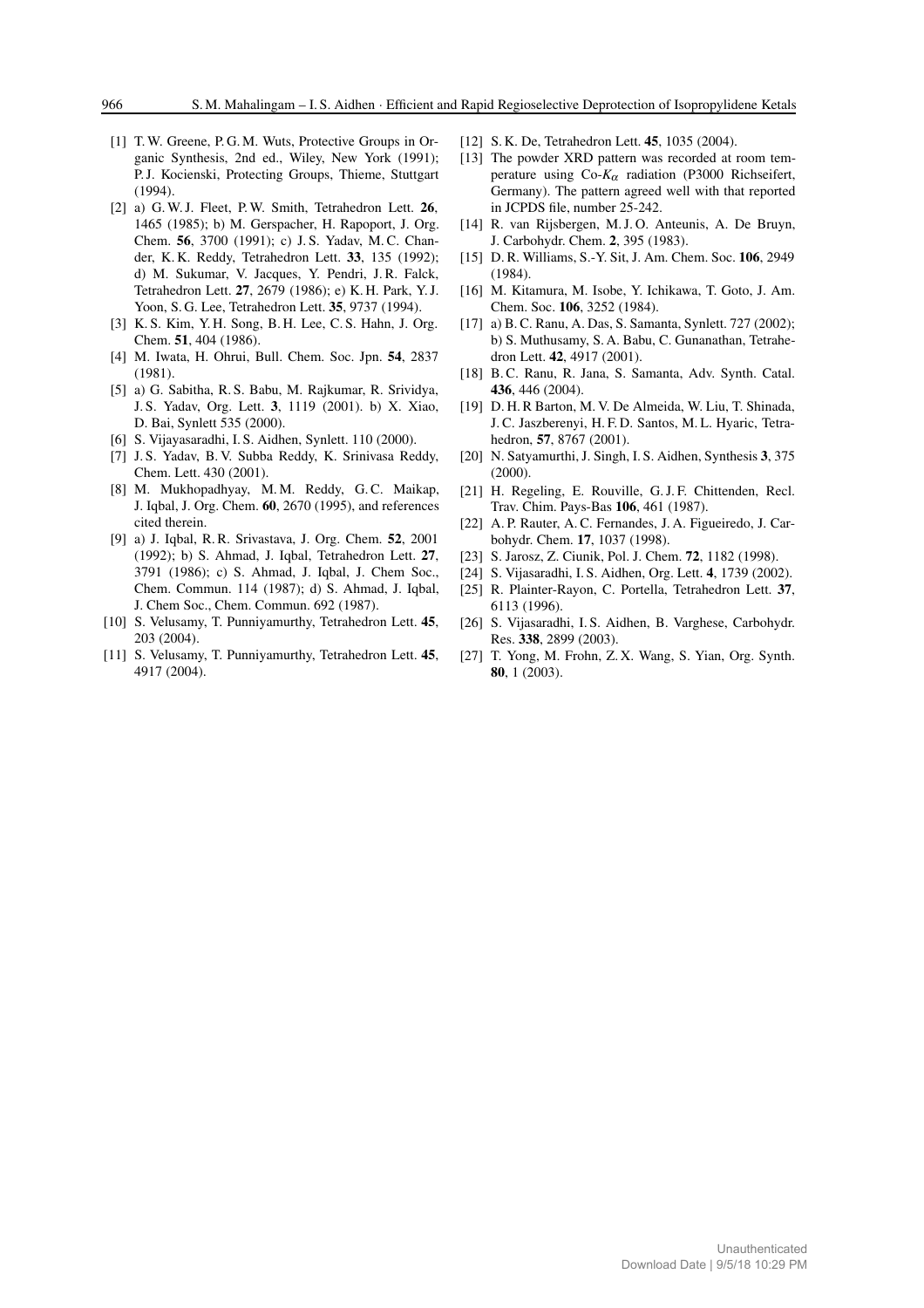[1] T. W. Greene, P. G. M. Wuts, Protective Groups in Organic Synthesis, 2nd ed., Wiley, New York (1991); P. J. Kocienski, Protecting Groups, Thieme, Stuttgart (1994).

[2] a) G. W. J. Fleet, P. W. Smith, Tetrahedron Lett. **26**, 1465 (1985); b) M. Gerspacher, H. Rapoport, J. Org. Chem. **56**, 3700 (1991); c) J. S. Yadav, M. C. Chander, K. K. Reddy, Tetrahedron Lett. **33**, 135 (1992); d) M. Sukumar, V. Jacques, Y. Pendri, J. R. Falck, Tetrahedron Lett. **27**, 2679 (1986); e) K. H. Park, Y. J. Yoon, S. G. Lee, Tetrahedron Lett. **35**, 9737 (1994).

[3] K. S. Kim, Y. H. Song, B. H. Lee, C. S. Hahn, J. Org. Chem. **51**, 404 (1986).

[4] M. Iwata, H. Ohrui, Bull. Chem. Soc. Jpn. **54**, 2837 (1981).

[5] a) G. Sabitha, R. S. Babu, M. Rajkumar, R. Srividya, J. S. Yadav, Org. Lett. **3**, 1119 (2001). b) X. Xiao, D. Bai, Synlett 535 (2000).

[6] S. Vijayasaradhi, I. S. Aidhen, Synlett. 110 (2000).

[7] J. S. Yadav, B. V. Subba Reddy, K. Srinivasa Reddy, Chem. Lett. 430 (2001).

[8] M. Mukhopadhyay, M. M. Reddy, G. C. Maikap, J. Iqbal, J. Org. Chem. **60**, 2670 (1995), and references cited therein.

[9] a) J. Iqbal, R. R. Srivastava, J. Org. Chem. **52**, 2001 (1992); b) S. Ahmad, J. Iqbal, Tetrahedron Lett. **27**, 3791 (1986); c) S. Ahmad, J. Iqbal, J. Chem Soc., Chem. Commun. 114 (1987); d) S. Ahmad, J. Iqbal, J. Chem Soc., Chem. Commun. 692 (1987).

[10] S. Velusamy, T. Punniyamurthy, Tetrahedron Lett. **45**, 203 (2004).

[11] S. Velusamy, T. Punniyamurthy, Tetrahedron Lett. **45**, 4917 (2004).

[12] S. K. De, Tetrahedron Lett. **45**, 1035 (2004).

[13] The powder XRD pattern was recorded at room temperature using Co-$K_\alpha$ radiation (P3000 Richseifert, Germany). The pattern agreed well with that reported in JCPDS file, number 25-242.

[14] R. van Rijsbergen, M. J. O. Anteunis, A. De Bruyn, J. Carbohydr. Chem. **2**, 395 (1983).

[15] D. R. Williams, S.-Y. Sit, J. Am. Chem. Soc. **106**, 2949 (1984).

[16] M. Kitamura, M. Isobe, Y. Ichikawa, T. Goto, J. Am. Chem. Soc. **106**, 3252 (1984).

[17] a) B. C. Ranu, A. Das, S. Samanta, Synlett. 727 (2002); b) S. Muthusamy, S. A. Babu, C. Gunanathan, Tetrahedron Lett. **42**, 4917 (2001).

[18] B. C. Ranu, R. Jana, S. Samanta, Adv. Synth. Catal. **436**, 446 (2004).

[19] D. H. R Barton, M. V. De Almeida, W. Liu, T. Shinada, J. C. Jaszberenyi, H. F. D. Santos, M. L. Hyaric, Tetrahedron, **57**, 8767 (2001).

[20] N. Satyamurthi, J. Singh, I. S. Aidhen, Synthesis **3**, 375 (2000).

[21] H. Regeling, E. Rouville, G. J. F. Chittenden, Recl. Trav. Chim. Pays-Bas **106**, 461 (1987).

[22] A. P. Rauter, A. C. Fernandes, J. A. Figueiredo, J. Carbohydr. Chem. **17**, 1037 (1998).

[23] S. Jarosz, Z. Ciunik, Pol. J. Chem. **72**, 1182 (1998).

[24] S. Vijasaradhi, I. S. Aidhen, Org. Lett. **4**, 1739 (2002).

[25] R. Plainter-Rayon, C. Portella, Tetrahedron Lett. **37**, 6113 (1996).

[26] S. Vijasaradhi, I. S. Aidhen, B. Varghese, Carbohydr. Res. **338**, 2899 (2003).

[27] T. Yong, M. Frohn, Z. X. Wang, S. Yian, Org. Synth. **80**, 1 (2003).